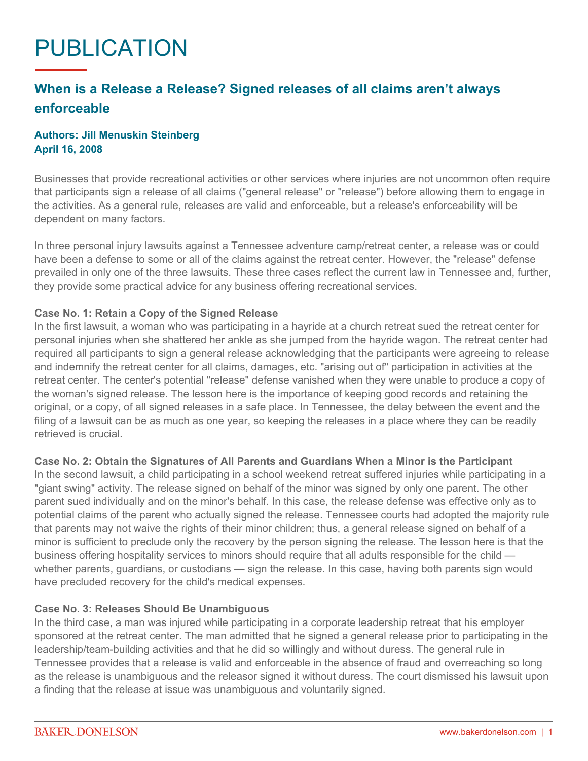# PUBLICATION

## When is a Release a Release? Signed releases of all claims aren't always enforceable

**Authors: Jill Menuskin Steinberg**
**April 16, 2008**

Businesses that provide recreational activities or other services where injuries are not uncommon often require that participants sign a release of all claims ("general release" or "release") before allowing them to engage in the activities. As a general rule, releases are valid and enforceable, but a release's enforceability will be dependent on many factors.

In three personal injury lawsuits against a Tennessee adventure camp/retreat center, a release was or could have been a defense to some or all of the claims against the retreat center. However, the "release" defense prevailed in only one of the three lawsuits. These three cases reflect the current law in Tennessee and, further, they provide some practical advice for any business offering recreational services.

**Case No. 1: Retain a Copy of the Signed Release**
In the first lawsuit, a woman who was participating in a hayride at a church retreat sued the retreat center for personal injuries when she shattered her ankle as she jumped from the hayride wagon. The retreat center had required all participants to sign a general release acknowledging that the participants were agreeing to release and indemnify the retreat center for all claims, damages, etc. "arising out of" participation in activities at the retreat center. The center's potential "release" defense vanished when they were unable to produce a copy of the woman's signed release. The lesson here is the importance of keeping good records and retaining the original, or a copy, of all signed releases in a safe place. In Tennessee, the delay between the event and the filing of a lawsuit can be as much as one year, so keeping the releases in a place where they can be readily retrieved is crucial.

**Case No. 2: Obtain the Signatures of All Parents and Guardians When a Minor is the Participant**
In the second lawsuit, a child participating in a school weekend retreat suffered injuries while participating in a "giant swing" activity. The release signed on behalf of the minor was signed by only one parent. The other parent sued individually and on the minor's behalf. In this case, the release defense was effective only as to potential claims of the parent who actually signed the release. Tennessee courts had adopted the majority rule that parents may not waive the rights of their minor children; thus, a general release signed on behalf of a minor is sufficient to preclude only the recovery by the person signing the release. The lesson here is that the business offering hospitality services to minors should require that all adults responsible for the child — whether parents, guardians, or custodians — sign the release. In this case, having both parents sign would have precluded recovery for the child's medical expenses.

**Case No. 3: Releases Should Be Unambiguous**
In the third case, a man was injured while participating in a corporate leadership retreat that his employer sponsored at the retreat center. The man admitted that he signed a general release prior to participating in the leadership/team-building activities and that he did so willingly and without duress. The general rule in Tennessee provides that a release is valid and enforceable in the absence of fraud and overreaching so long as the release is unambiguous and the releasor signed it without duress. The court dismissed his lawsuit upon a finding that the release at issue was unambiguous and voluntarily signed.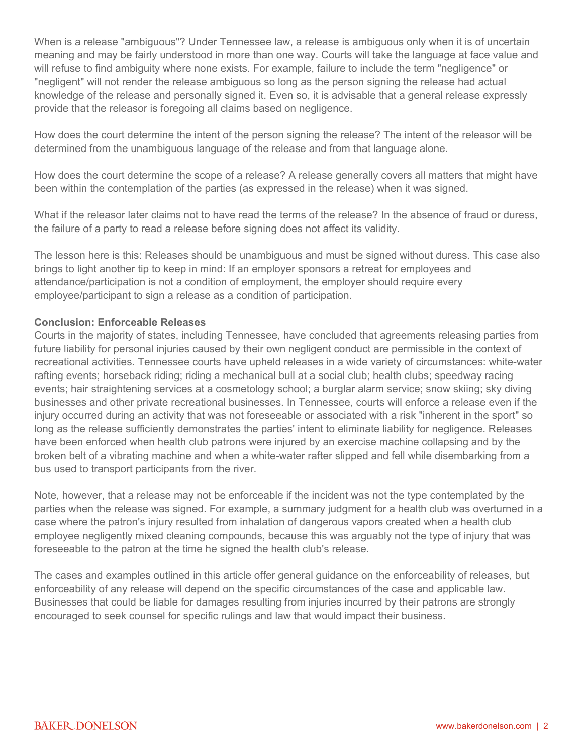When is a release "ambiguous"? Under Tennessee law, a release is ambiguous only when it is of uncertain meaning and may be fairly understood in more than one way. Courts will take the language at face value and will refuse to find ambiguity where none exists. For example, failure to include the term "negligence" or "negligent" will not render the release ambiguous so long as the person signing the release had actual knowledge of the release and personally signed it. Even so, it is advisable that a general release expressly provide that the releasor is foregoing all claims based on negligence.

How does the court determine the intent of the person signing the release? The intent of the releasor will be determined from the unambiguous language of the release and from that language alone.

How does the court determine the scope of a release? A release generally covers all matters that might have been within the contemplation of the parties (as expressed in the release) when it was signed.

What if the releasor later claims not to have read the terms of the release? In the absence of fraud or duress, the failure of a party to read a release before signing does not affect its validity.

The lesson here is this: Releases should be unambiguous and must be signed without duress. This case also brings to light another tip to keep in mind: If an employer sponsors a retreat for employees and attendance/participation is not a condition of employment, the employer should require every employee/participant to sign a release as a condition of participation.

**Conclusion: Enforceable Releases**

Courts in the majority of states, including Tennessee, have concluded that agreements releasing parties from future liability for personal injuries caused by their own negligent conduct are permissible in the context of recreational activities. Tennessee courts have upheld releases in a wide variety of circumstances: white-water rafting events; horseback riding; riding a mechanical bull at a social club; health clubs; speedway racing events; hair straightening services at a cosmetology school; a burglar alarm service; snow skiing; sky diving businesses and other private recreational businesses. In Tennessee, courts will enforce a release even if the injury occurred during an activity that was not foreseeable or associated with a risk "inherent in the sport" so long as the release sufficiently demonstrates the parties' intent to eliminate liability for negligence. Releases have been enforced when health club patrons were injured by an exercise machine collapsing and by the broken belt of a vibrating machine and when a white-water rafter slipped and fell while disembarking from a bus used to transport participants from the river.

Note, however, that a release may not be enforceable if the incident was not the type contemplated by the parties when the release was signed. For example, a summary judgment for a health club was overturned in a case where the patron's injury resulted from inhalation of dangerous vapors created when a health club employee negligently mixed cleaning compounds, because this was arguably not the type of injury that was foreseeable to the patron at the time he signed the health club's release.

The cases and examples outlined in this article offer general guidance on the enforceability of releases, but enforceability of any release will depend on the specific circumstances of the case and applicable law. Businesses that could be liable for damages resulting from injuries incurred by their patrons are strongly encouraged to seek counsel for specific rulings and law that would impact their business.